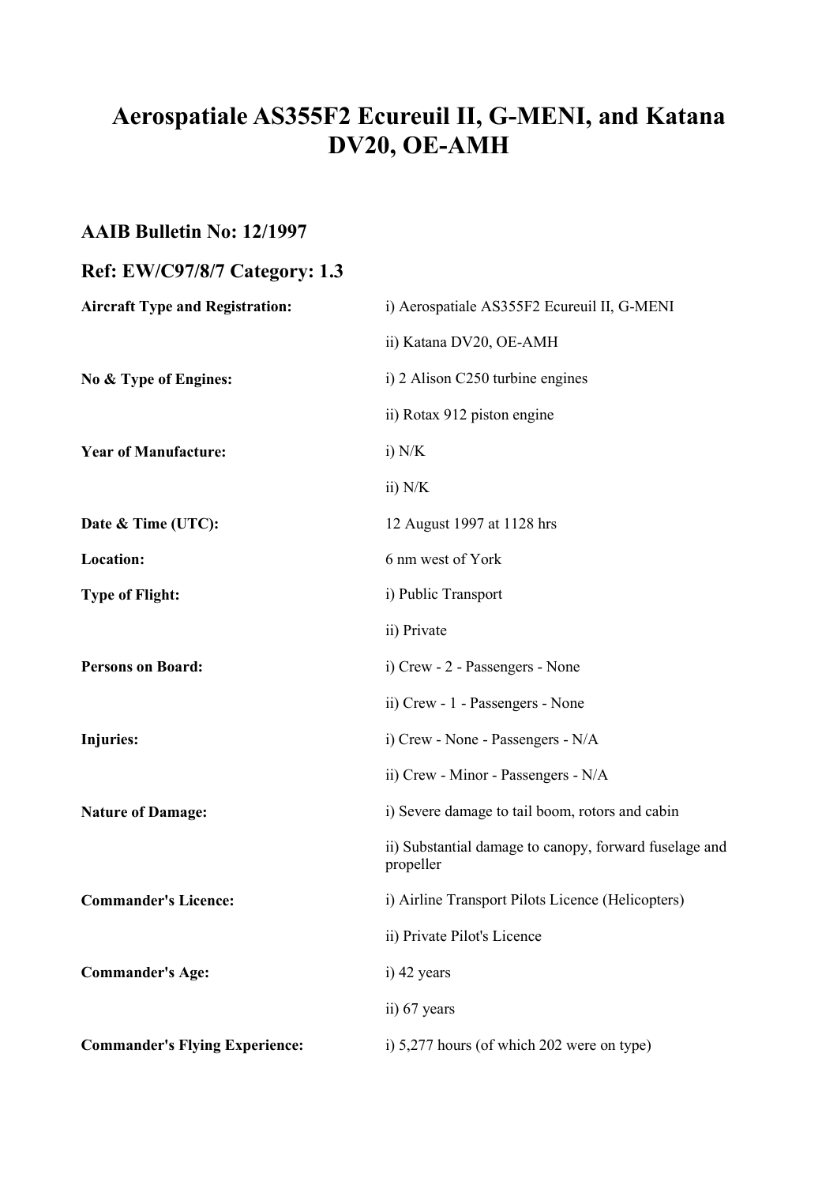# Aerospatiale AS355F2 Ecureuil II, G-MENI, and Katana DV20, OE-AMH

## AAIB Bulletin No: 12/1997

## Ref: EW/C97/8/7 Category: 1.3

| | |
|---|---|
| **Aircraft Type and Registration:** | i) Aerospatiale AS355F2 Ecureuil II, G-MENI |
| | ii) Katana DV20, OE-AMH |
| **No & Type of Engines:** | i) 2 Alison C250 turbine engines |
| | ii) Rotax 912 piston engine |
| **Year of Manufacture:** | i) N/K |
| | ii) N/K |
| **Date & Time (UTC):** | 12 August 1997 at 1128 hrs |
| **Location:** | 6 nm west of York |
| **Type of Flight:** | i) Public Transport |
| | ii) Private |
| **Persons on Board:** | i) Crew - 2 - Passengers - None |
| | ii) Crew - 1 - Passengers - None |
| **Injuries:** | i) Crew - None - Passengers - N/A |
| | ii) Crew - Minor - Passengers - N/A |
| **Nature of Damage:** | i) Severe damage to tail boom, rotors and cabin |
| | ii) Substantial damage to canopy, forward fuselage and propeller |
| **Commander's Licence:** | i) Airline Transport Pilots Licence (Helicopters) |
| | ii) Private Pilot's Licence |
| **Commander's Age:** | i) 42 years |
| | ii) 67 years |
| **Commander's Flying Experience:** | i) 5,277 hours (of which 202 were on type) |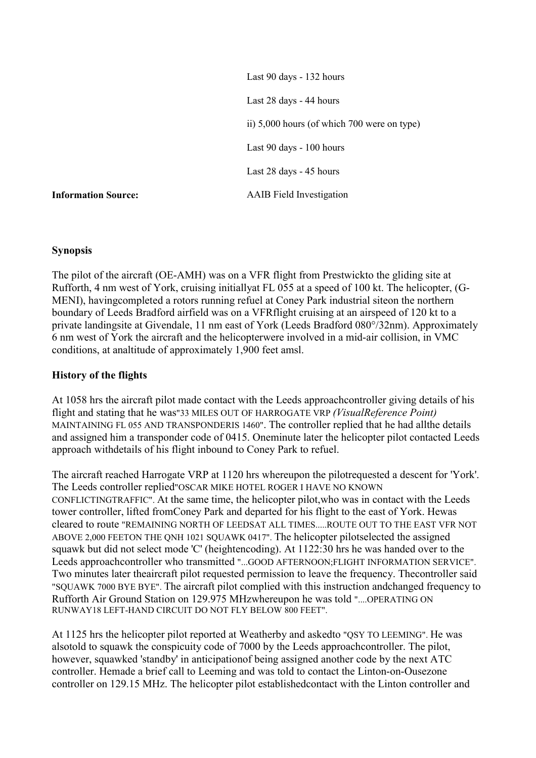| | |
|---|---|
| | Last 90 days - 132 hours |
| | Last 28 days - 44 hours |
| | ii) 5,000 hours (of which 700 were on type) |
| | Last 90 days - 100 hours |
| | Last 28 days - 45 hours |
| **Information Source:** | AAIB Field Investigation |

### Synopsis

The pilot of the aircraft (OE-AMH) was on a VFR flight from Prestwickto the gliding site at Rufforth, 4 nm west of York, cruising initiallyat FL 055 at a speed of 100 kt. The helicopter, (G-MENI), havingcompleted a rotors running refuel at Coney Park industrial siteon the northern boundary of Leeds Bradford airfield was on a VFRflight cruising at an airspeed of 120 kt to a private landingsite at Givendale, 11 nm east of York (Leeds Bradford 080°/32nm). Approximately 6 nm west of York the aircraft and the helicopterwere involved in a mid-air collision, in VMC conditions, at analtitude of approximately 1,900 feet amsl.

### History of the flights

At 1058 hrs the aircraft pilot made contact with the Leeds approachcontroller giving details of his flight and stating that he was"33 MILES OUT OF HARROGATE VRP *(VisualReference Point)* MAINTAINING FL 055 AND TRANSPONDERIS 1460". The controller replied that he had allthe details and assigned him a transponder code of 0415. Oneminute later the helicopter pilot contacted Leeds approach withdetails of his flight inbound to Coney Park to refuel.

The aircraft reached Harrogate VRP at 1120 hrs whereupon the pilotrequested a descent for 'York'. The Leeds controller replied"OSCAR MIKE HOTEL ROGER I HAVE NO KNOWN CONFLICTINGTRAFFIC". At the same time, the helicopter pilot,who was in contact with the Leeds tower controller, lifted fromConey Park and departed for his flight to the east of York. Hewas cleared to route "REMAINING NORTH OF LEEDSAT ALL TIMES.....ROUTE OUT TO THE EAST VFR NOT ABOVE 2,000 FEETON THE QNH 1021 SQUAWK 0417". The helicopter pilotselected the assigned squawk but did not select mode 'C' (heightencoding). At 1122:30 hrs he was handed over to the Leeds approachcontroller who transmitted "...GOOD AFTERNOON;FLIGHT INFORMATION SERVICE". Two minutes later theaircraft pilot requested permission to leave the frequency. Thecontroller said "SQUAWK 7000 BYE BYE". The aircraft pilot complied with this instruction andchanged frequency to Rufforth Air Ground Station on 129.975 MHzwhereupon he was told "....OPERATING ON RUNWAY18 LEFT-HAND CIRCUIT DO NOT FLY BELOW 800 FEET".

At 1125 hrs the helicopter pilot reported at Weatherby and askedto "QSY TO LEEMING". He was alsotold to squawk the conspicuity code of 7000 by the Leeds approachcontroller. The pilot, however, squawked 'standby' in anticipationof being assigned another code by the next ATC controller. Hemade a brief call to Leeming and was told to contact the Linton-on-Ousezone controller on 129.15 MHz. The helicopter pilot establishedcontact with the Linton controller and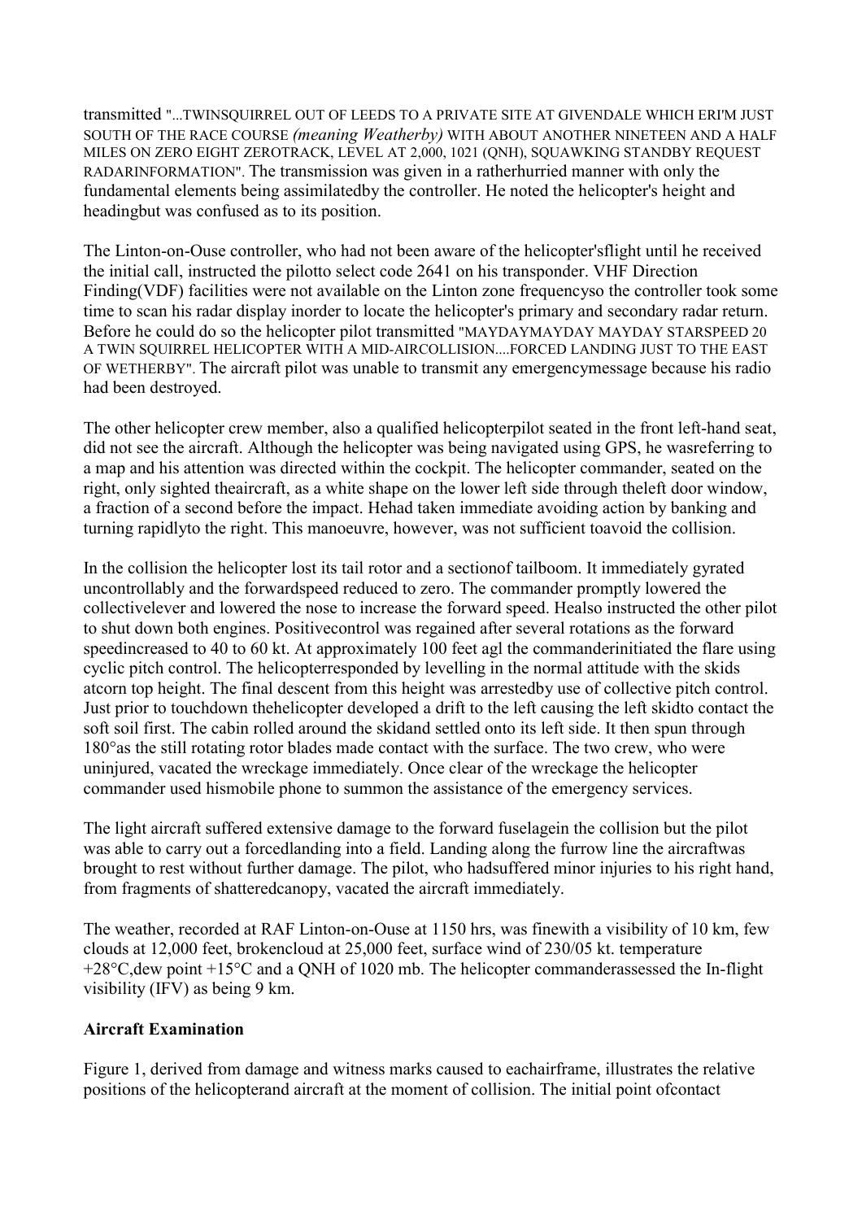transmitted "...TWINSQUIRREL OUT OF LEEDS TO A PRIVATE SITE AT GIVENDALE WHICH ERI'M JUST SOUTH OF THE RACE COURSE *(meaning Weatherby)* WITH ABOUT ANOTHER NINETEEN AND A HALF MILES ON ZERO EIGHT ZEROTRACK, LEVEL AT 2,000, 1021 (QNH), SQUAWKING STANDBY REQUEST RADARINFORMATION". The transmission was given in a ratherhurried manner with only the fundamental elements being assimilatedby the controller. He noted the helicopter's height and headingbut was confused as to its position.

The Linton-on-Ouse controller, who had not been aware of the helicopter'sflight until he received the initial call, instructed the pilotto select code 2641 on his transponder. VHF Direction Finding(VDF) facilities were not available on the Linton zone frequencyso the controller took some time to scan his radar display inorder to locate the helicopter's primary and secondary radar return. Before he could do so the helicopter pilot transmitted "MAYDAYMAYDAY MAYDAY STARSPEED 20 A TWIN SQUIRREL HELICOPTER WITH A MID-AIRCOLLISION....FORCED LANDING JUST TO THE EAST OF WETHERBY". The aircraft pilot was unable to transmit any emergencymessage because his radio had been destroyed.

The other helicopter crew member, also a qualified helicopterpilot seated in the front left-hand seat, did not see the aircraft. Although the helicopter was being navigated using GPS, he wasreferring to a map and his attention was directed within the cockpit. The helicopter commander, seated on the right, only sighted theaircraft, as a white shape on the lower left side through theleft door window, a fraction of a second before the impact. Hehad taken immediate avoiding action by banking and turning rapidlyto the right. This manoeuvre, however, was not sufficient toavoid the collision.

In the collision the helicopter lost its tail rotor and a sectionof tailboom. It immediately gyrated uncontrollably and the forwardspeed reduced to zero. The commander promptly lowered the collectivelever and lowered the nose to increase the forward speed. Healso instructed the other pilot to shut down both engines. Positivecontrol was regained after several rotations as the forward speedincreased to 40 to 60 kt. At approximately 100 feet agl the commanderinitiated the flare using cyclic pitch control. The helicopterresponded by levelling in the normal attitude with the skids atcorn top height. The final descent from this height was arrestedby use of collective pitch control. Just prior to touchdown thehelicopter developed a drift to the left causing the left skidto contact the soft soil first. The cabin rolled around the skidand settled onto its left side. It then spun through 180°as the still rotating rotor blades made contact with the surface. The two crew, who were uninjured, vacated the wreckage immediately. Once clear of the wreckage the helicopter commander used hismobile phone to summon the assistance of the emergency services.

The light aircraft suffered extensive damage to the forward fuselagein the collision but the pilot was able to carry out a forcedlanding into a field. Landing along the furrow line the aircraftwas brought to rest without further damage. The pilot, who hadsuffered minor injuries to his right hand, from fragments of shatteredcanopy, vacated the aircraft immediately.

The weather, recorded at RAF Linton-on-Ouse at 1150 hrs, was finewith a visibility of 10 km, few clouds at 12,000 feet, brokencloud at 25,000 feet, surface wind of 230/05 kt. temperature +28°C,dew point +15°C and a QNH of 1020 mb. The helicopter commanderassessed the In-flight visibility (IFV) as being 9 km.

**Aircraft Examination**

Figure 1, derived from damage and witness marks caused to eachairframe, illustrates the relative positions of the helicopterand aircraft at the moment of collision. The initial point ofcontact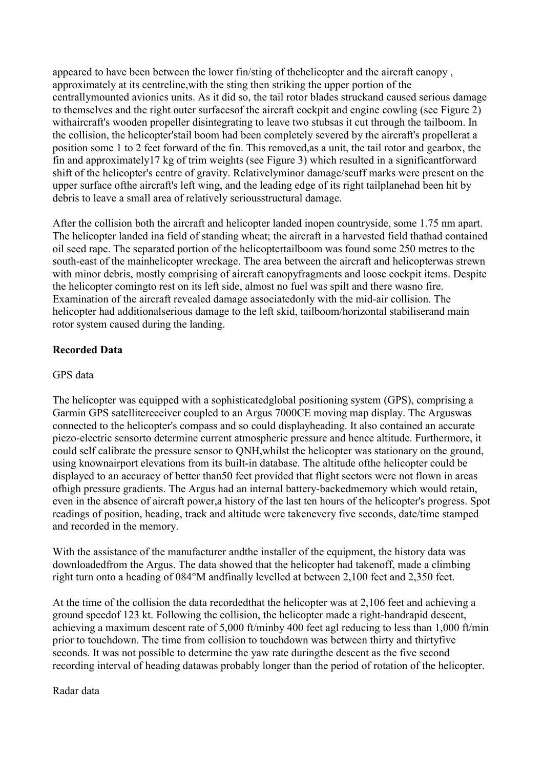appeared to have been between the lower fin/sting of thehelicopter and the aircraft canopy , approximately at its centreline,with the sting then striking the upper portion of the centrallymounted avionics units. As it did so, the tail rotor blades struckand caused serious damage to themselves and the right outer surfacesof the aircraft cockpit and engine cowling (see Figure 2) withaircraft's wooden propeller disintegrating to leave two stubsas it cut through the tailboom. In the collision, the helicopter'stail boom had been completely severed by the aircraft's propellerat a position some 1 to 2 feet forward of the fin. This removed,as a unit, the tail rotor and gearbox, the fin and approximately17 kg of trim weights (see Figure 3) which resulted in a significantforward shift of the helicopter's centre of gravity. Relativelyminor damage/scuff marks were present on the upper surface ofthe aircraft's left wing, and the leading edge of its right tailplanehad been hit by debris to leave a small area of relatively seriousstructural damage.

After the collision both the aircraft and helicopter landed inopen countryside, some 1.75 nm apart. The helicopter landed ina field of standing wheat; the aircraft in a harvested field thathad contained oil seed rape. The separated portion of the helicoptertailboom was found some 250 metres to the south-east of the mainhelicopter wreckage. The area between the aircraft and helicopterwas strewn with minor debris, mostly comprising of aircraft canopyfragments and loose cockpit items. Despite the helicopter comingto rest on its left side, almost no fuel was spilt and there wasno fire. Examination of the aircraft revealed damage associatedonly with the mid-air collision. The helicopter had additionalserious damage to the left skid, tailboom/horizontal stabiliserand main rotor system caused during the landing.

**Recorded Data**

GPS data

The helicopter was equipped with a sophisticatedglobal positioning system (GPS), comprising a Garmin GPS satellitereceiver coupled to an Argus 7000CE moving map display. The Arguswas connected to the helicopter's compass and so could displayheading. It also contained an accurate piezo-electric sensorto determine current atmospheric pressure and hence altitude. Furthermore, it could self calibrate the pressure sensor to QNH,whilst the helicopter was stationary on the ground, using knownairport elevations from its built-in database. The altitude ofthe helicopter could be displayed to an accuracy of better than50 feet provided that flight sectors were not flown in areas ofhigh pressure gradients. The Argus had an internal battery-backedmemory which would retain, even in the absence of aircraft power,a history of the last ten hours of the helicopter's progress. Spot readings of position, heading, track and altitude were takenevery five seconds, date/time stamped and recorded in the memory.

With the assistance of the manufacturer andthe installer of the equipment, the history data was downloadedfrom the Argus. The data showed that the helicopter had takenoff, made a climbing right turn onto a heading of 084°M andfinally levelled at between 2,100 feet and 2,350 feet.

At the time of the collision the data recordedthat the helicopter was at 2,106 feet and achieving a ground speedof 123 kt. Following the collision, the helicopter made a right-handrapid descent, achieving a maximum descent rate of 5,000 ft/minby 400 feet agl reducing to less than 1,000 ft/min prior to touchdown. The time from collision to touchdown was between thirty and thirtyfive seconds. It was not possible to determine the yaw rate duringthe descent as the five second recording interval of heading datawas probably longer than the period of rotation of the helicopter.

Radar data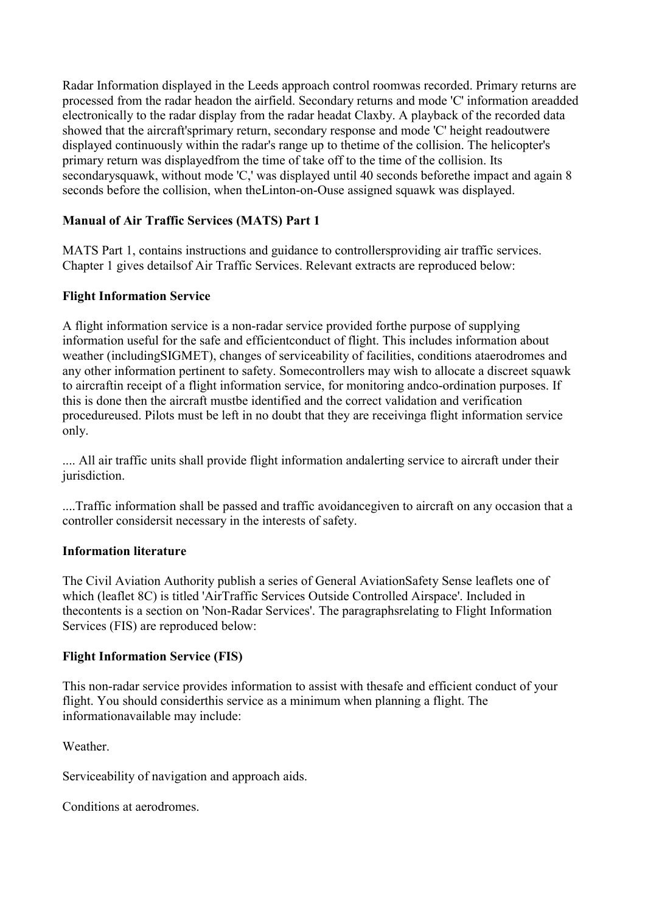Radar Information displayed in the Leeds approach control roomwas recorded. Primary returns are processed from the radar headon the airfield. Secondary returns and mode 'C' information areadded electronically to the radar display from the radar headat Claxby. A playback of the recorded data showed that the aircraft'sprimary return, secondary response and mode 'C' height readoutwere displayed continuously within the radar's range up to thetime of the collision. The helicopter's primary return was displayedfrom the time of take off to the time of the collision. Its secondarysquawk, without mode 'C,' was displayed until 40 seconds beforethe impact and again 8 seconds before the collision, when theLinton-on-Ouse assigned squawk was displayed.

**Manual of Air Traffic Services (MATS) Part 1**

MATS Part 1, contains instructions and guidance to controllersproviding air traffic services. Chapter 1 gives detailsof Air Traffic Services. Relevant extracts are reproduced below:

**Flight Information Service**

A flight information service is a non-radar service provided forthe purpose of supplying information useful for the safe and efficientconduct of flight. This includes information about weather (includingSIGMET), changes of serviceability of facilities, conditions ataerodromes and any other information pertinent to safety. Somecontrollers may wish to allocate a discreet squawk to aircraftin receipt of a flight information service, for monitoring andco-ordination purposes. If this is done then the aircraft mustbe identified and the correct validation and verification procedureused. Pilots must be left in no doubt that they are receivinga flight information service only.

.... All air traffic units shall provide flight information andalerting service to aircraft under their jurisdiction.

....Traffic information shall be passed and traffic avoidancegiven to aircraft on any occasion that a controller considersit necessary in the interests of safety.

**Information literature**

The Civil Aviation Authority publish a series of General AviationSafety Sense leaflets one of which (leaflet 8C) is titled 'AirTraffic Services Outside Controlled Airspace'. Included in thecontents is a section on 'Non-Radar Services'. The paragraphsrelating to Flight Information Services (FIS) are reproduced below:

**Flight Information Service (FIS)**

This non-radar service provides information to assist with thesafe and efficient conduct of your flight. You should considerthis service as a minimum when planning a flight. The informationavailable may include:

Weather.

Serviceability of navigation and approach aids.

Conditions at aerodromes.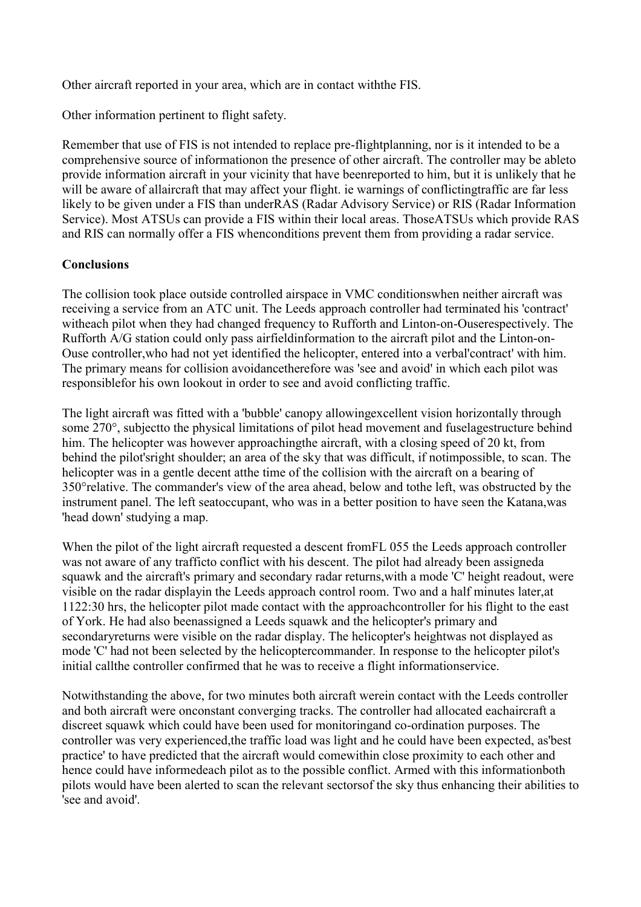Other aircraft reported in your area, which are in contact withthe FIS.

Other information pertinent to flight safety.

Remember that use of FIS is not intended to replace pre-flightplanning, nor is it intended to be a comprehensive source of informationon the presence of other aircraft. The controller may be ableto provide information aircraft in your vicinity that have beenreported to him, but it is unlikely that he will be aware of allaircraft that may affect your flight. ie warnings of conflictingtraffic are far less likely to be given under a FIS than underRAS (Radar Advisory Service) or RIS (Radar Information Service). Most ATSUs can provide a FIS within their local areas. ThoseATSUs which provide RAS and RIS can normally offer a FIS whenconditions prevent them from providing a radar service.

**Conclusions**

The collision took place outside controlled airspace in VMC conditionswhen neither aircraft was receiving a service from an ATC unit. The Leeds approach controller had terminated his 'contract' witheach pilot when they had changed frequency to Rufforth and Linton-on-Ouserespectively. The Rufforth A/G station could only pass airfieldinformation to the aircraft pilot and the Linton-on-Ouse controller,who had not yet identified the helicopter, entered into a verbal'contract' with him. The primary means for collision avoidancetherefore was 'see and avoid' in which each pilot was responsiblefor his own lookout in order to see and avoid conflicting traffic.

The light aircraft was fitted with a 'bubble' canopy allowingexcellent vision horizontally through some 270°, subjectto the physical limitations of pilot head movement and fuselagestructure behind him. The helicopter was however approachingthe aircraft, with a closing speed of 20 kt, from behind the pilot'sright shoulder; an area of the sky that was difficult, if notimpossible, to scan. The helicopter was in a gentle decent atthe time of the collision with the aircraft on a bearing of 350°relative. The commander's view of the area ahead, below and tothe left, was obstructed by the instrument panel. The left seatoccupant, who was in a better position to have seen the Katana,was 'head down' studying a map.

When the pilot of the light aircraft requested a descent fromFL 055 the Leeds approach controller was not aware of any trafficto conflict with his descent. The pilot had already been assigneda squawk and the aircraft's primary and secondary radar returns,with a mode 'C' height readout, were visible on the radar displayin the Leeds approach control room. Two and a half minutes later,at 1122:30 hrs, the helicopter pilot made contact with the approachcontroller for his flight to the east of York. He had also beenassigned a Leeds squawk and the helicopter's primary and secondaryreturns were visible on the radar display. The helicopter's heightwas not displayed as mode 'C' had not been selected by the helicoptercommander. In response to the helicopter pilot's initial callthe controller confirmed that he was to receive a flight informationservice.

Notwithstanding the above, for two minutes both aircraft werein contact with the Leeds controller and both aircraft were onconstant converging tracks. The controller had allocated eachaircraft a discreet squawk which could have been used for monitoringand co-ordination purposes. The controller was very experienced,the traffic load was light and he could have been expected, as'best practice' to have predicted that the aircraft would comewithin close proximity to each other and hence could have informedeach pilot as to the possible conflict. Armed with this informationboth pilots would have been alerted to scan the relevant sectorsof the sky thus enhancing their abilities to 'see and avoid'.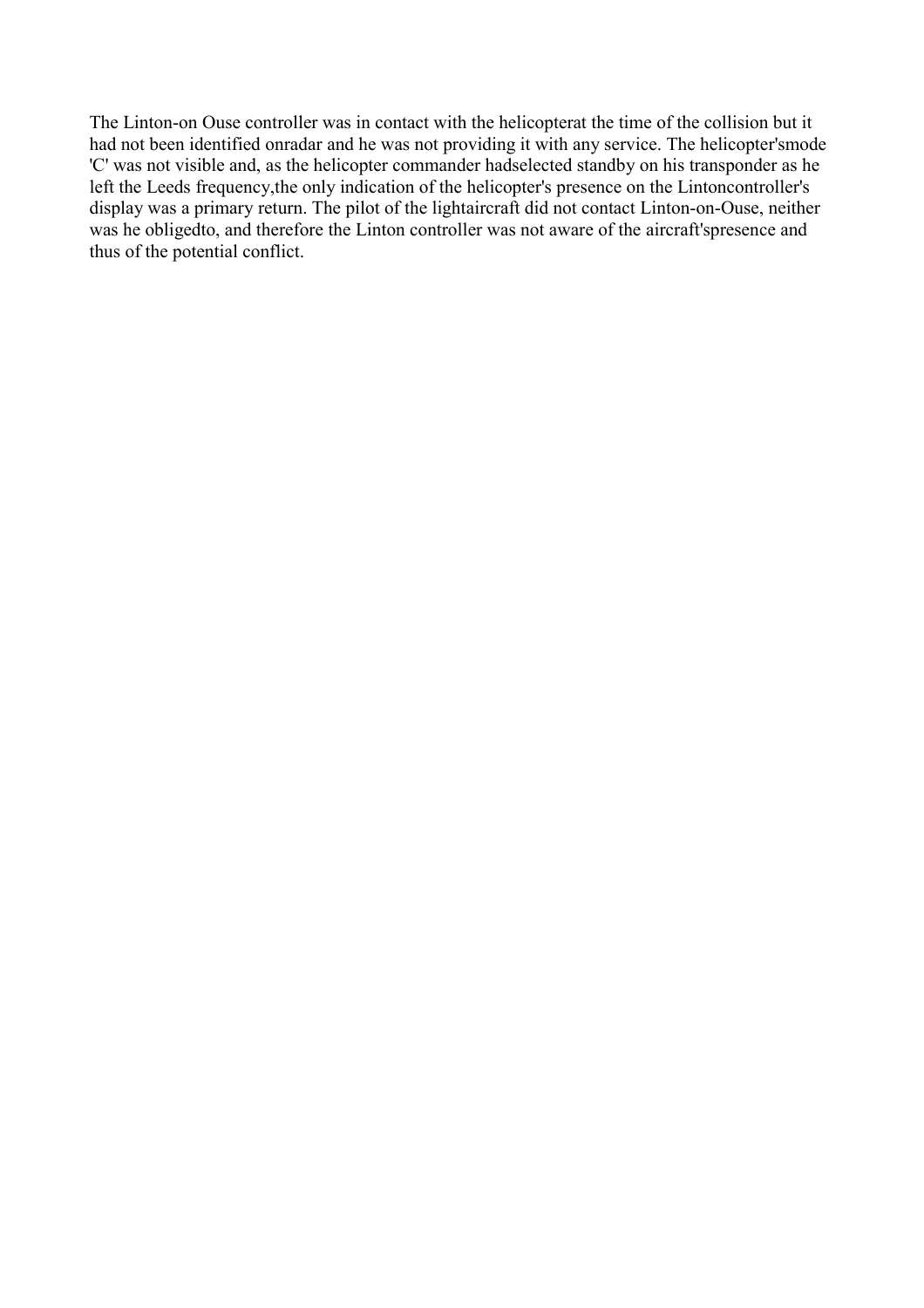The Linton-on Ouse controller was in contact with the helicopterat the time of the collision but it had not been identified onradar and he was not providing it with any service. The helicopter'smode 'C' was not visible and, as the helicopter commander hadselected standby on his transponder as he left the Leeds frequency,the only indication of the helicopter's presence on the Lintoncontroller's display was a primary return. The pilot of the lightaircraft did not contact Linton-on-Ouse, neither was he obligedto, and therefore the Linton controller was not aware of the aircraft'spresence and thus of the potential conflict.